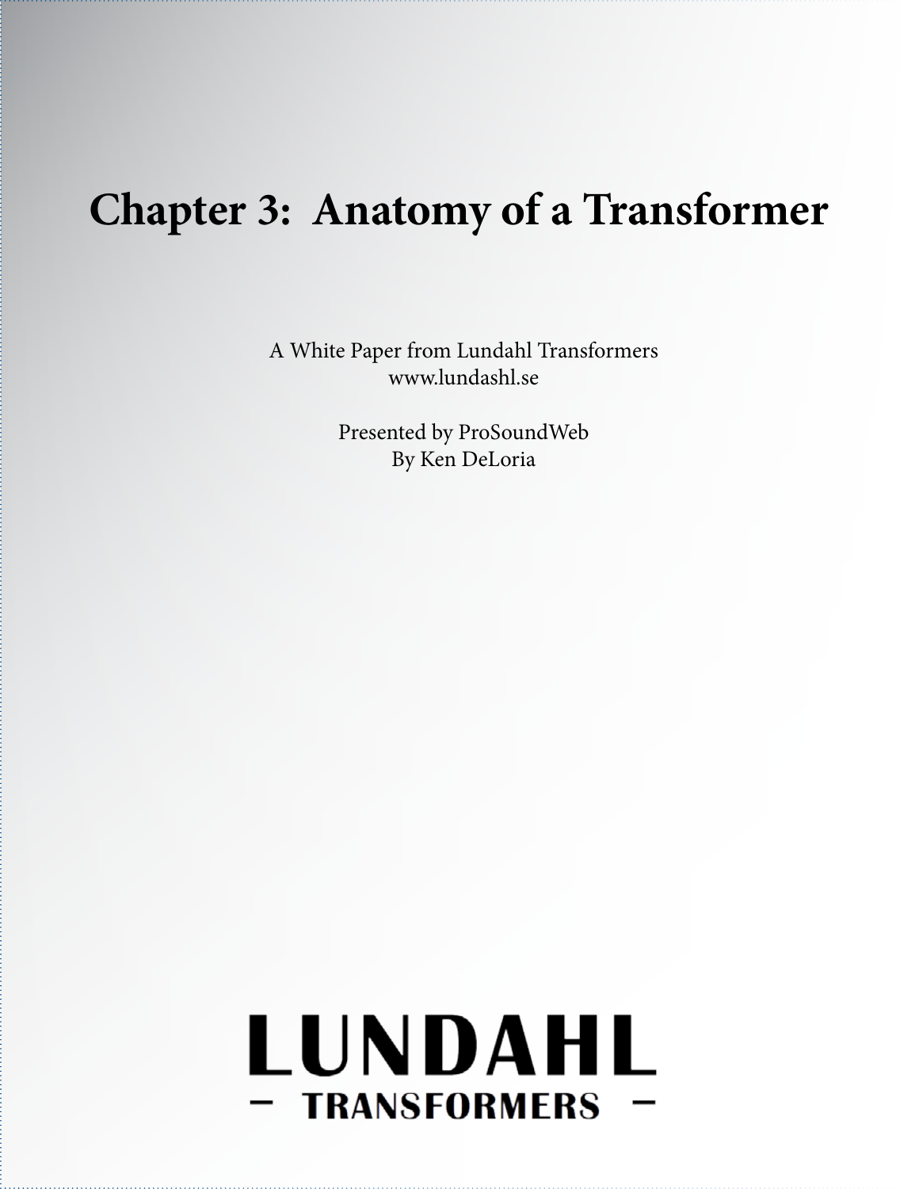# Chapter 3: Anatomy of a Transformer

A White Paper from Lundahl Transformers
www.lundashl.se

Presented by ProSoundWeb
By Ken DeLoria

LUNDAHL
– TRANSFORMERS –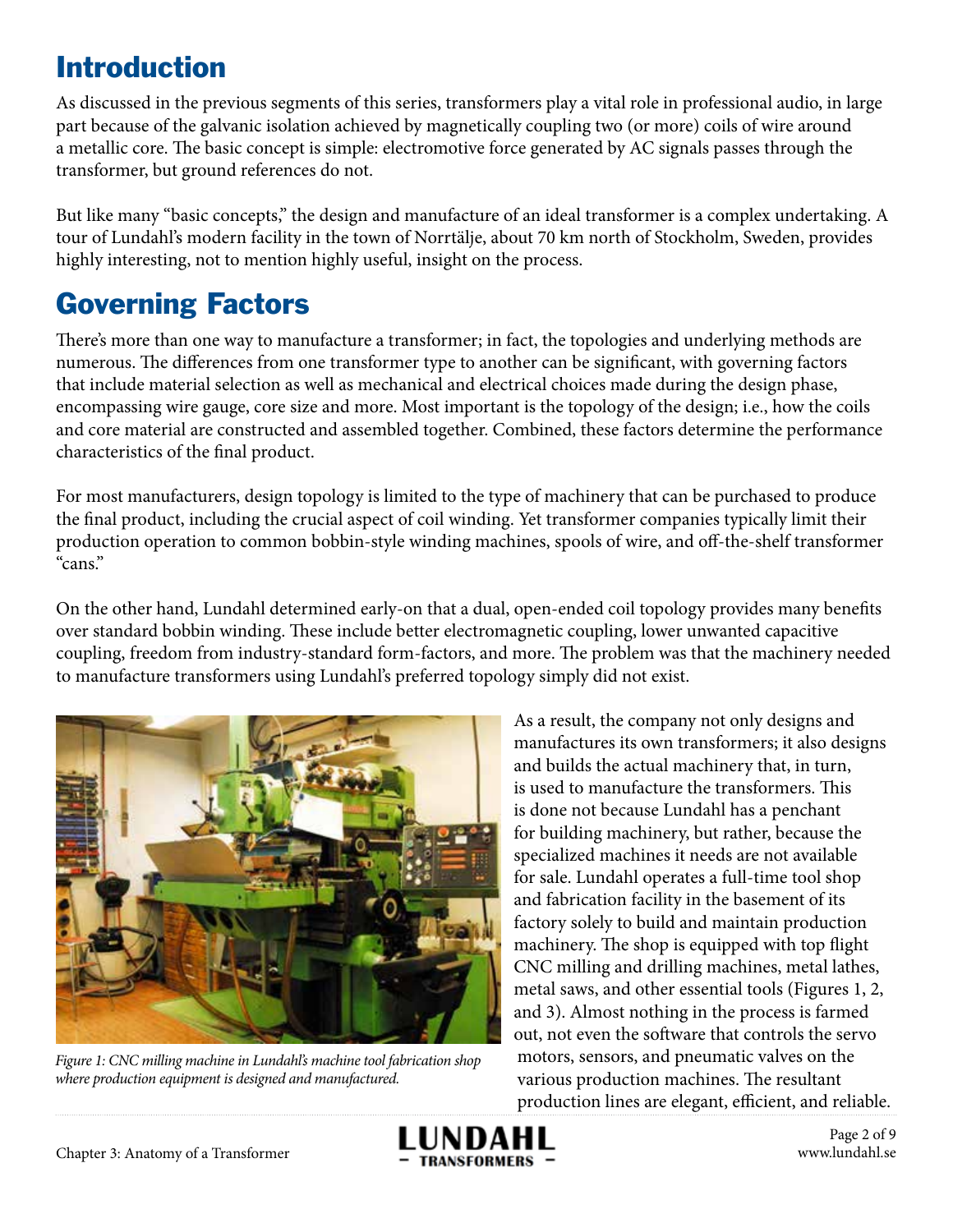## Introduction

As discussed in the previous segments of this series, transformers play a vital role in professional audio, in large part because of the galvanic isolation achieved by magnetically coupling two (or more) coils of wire around a metallic core. The basic concept is simple: electromotive force generated by AC signals passes through the transformer, but ground references do not.

But like many "basic concepts," the design and manufacture of an ideal transformer is a complex undertaking. A tour of Lundahl's modern facility in the town of Norrtälje, about 70 km north of Stockholm, Sweden, provides highly interesting, not to mention highly useful, insight on the process.

## Governing Factors

There's more than one way to manufacture a transformer; in fact, the topologies and underlying methods are numerous. The differences from one transformer type to another can be significant, with governing factors that include material selection as well as mechanical and electrical choices made during the design phase, encompassing wire gauge, core size and more. Most important is the topology of the design; i.e., how the coils and core material are constructed and assembled together. Combined, these factors determine the performance characteristics of the final product.

For most manufacturers, design topology is limited to the type of machinery that can be purchased to produce the final product, including the crucial aspect of coil winding. Yet transformer companies typically limit their production operation to common bobbin-style winding machines, spools of wire, and off-the-shelf transformer "cans."

On the other hand, Lundahl determined early-on that a dual, open-ended coil topology provides many benefits over standard bobbin winding. These include better electromagnetic coupling, lower unwanted capacitive coupling, freedom from industry-standard form-factors, and more. The problem was that the machinery needed to manufacture transformers using Lundahl's preferred topology simply did not exist.

*Figure 1: CNC milling machine in Lundahl's machine tool fabrication shop where production equipment is designed and manufactured.*

As a result, the company not only designs and manufactures its own transformers; it also designs and builds the actual machinery that, in turn, is used to manufacture the transformers. This is done not because Lundahl has a penchant for building machinery, but rather, because the specialized machines it needs are not available for sale. Lundahl operates a full-time tool shop and fabrication facility in the basement of its factory solely to build and maintain production machinery. The shop is equipped with top flight CNC milling and drilling machines, metal lathes, metal saws, and other essential tools (Figures 1, 2, and 3). Almost nothing in the process is farmed out, not even the software that controls the servo motors, sensors, and pneumatic valves on the various production machines. The resultant production lines are elegant, efficient, and reliable.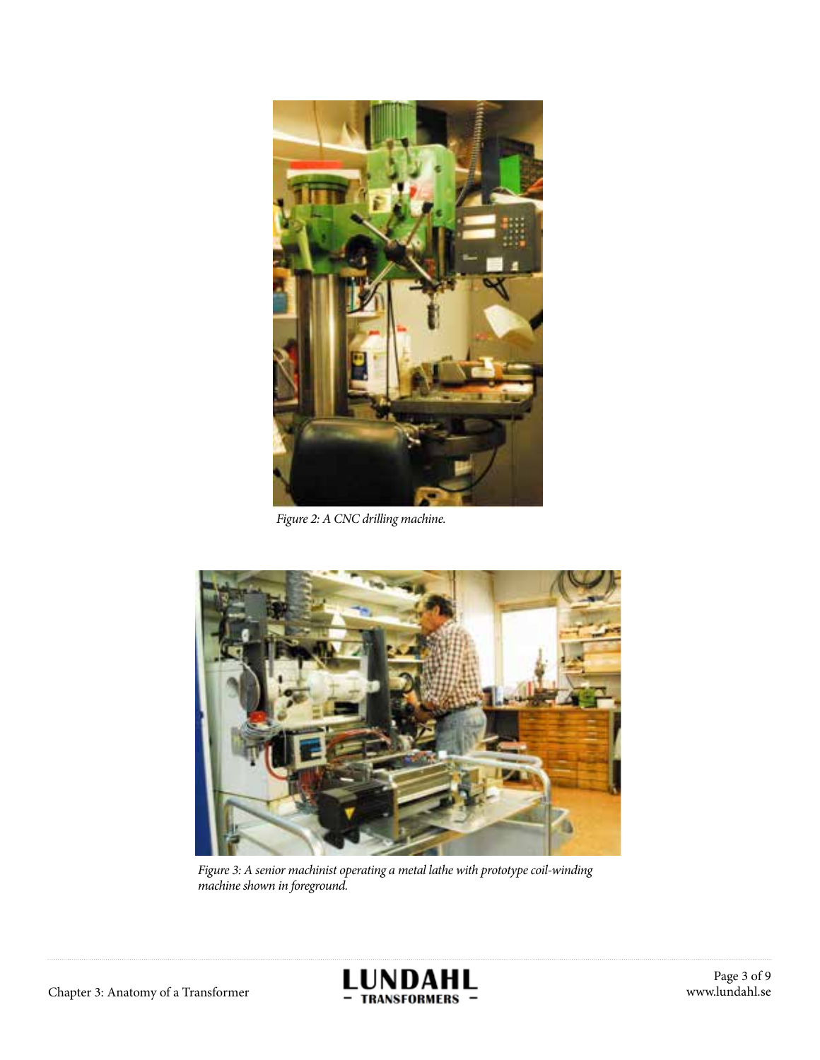*Figure 2: A CNC drilling machine.*

*Figure 3: A senior machinist operating a metal lathe with prototype coil-winding machine shown in foreground.*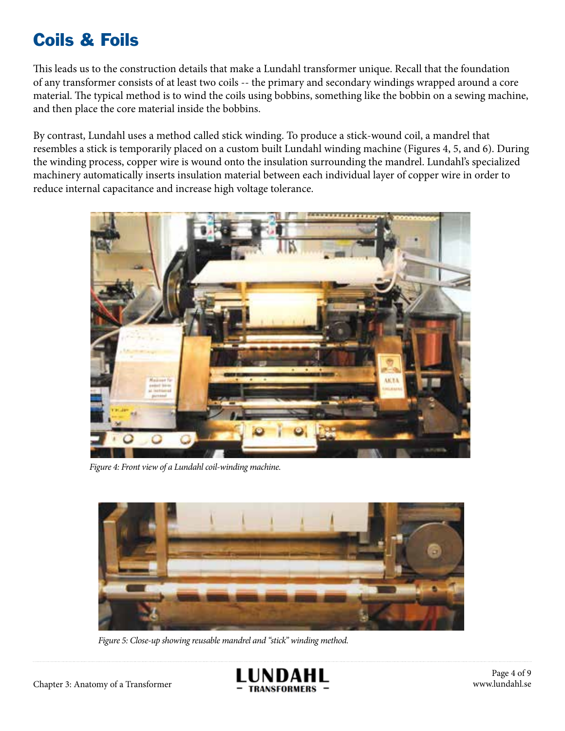# Coils & Foils

This leads us to the construction details that make a Lundahl transformer unique. Recall that the foundation of any transformer consists of at least two coils -- the primary and secondary windings wrapped around a core material. The typical method is to wind the coils using bobbins, something like the bobbin on a sewing machine, and then place the core material inside the bobbins.

By contrast, Lundahl uses a method called stick winding. To produce a stick-wound coil, a mandrel that resembles a stick is temporarily placed on a custom built Lundahl winding machine (Figures 4, 5, and 6). During the winding process, copper wire is wound onto the insulation surrounding the mandrel. Lundahl's specialized machinery automatically inserts insulation material between each individual layer of copper wire in order to reduce internal capacitance and increase high voltage tolerance.

*Figure 4: Front view of a Lundahl coil-winding machine.*

*Figure 5: Close-up showing reusable mandrel and "stick" winding method.*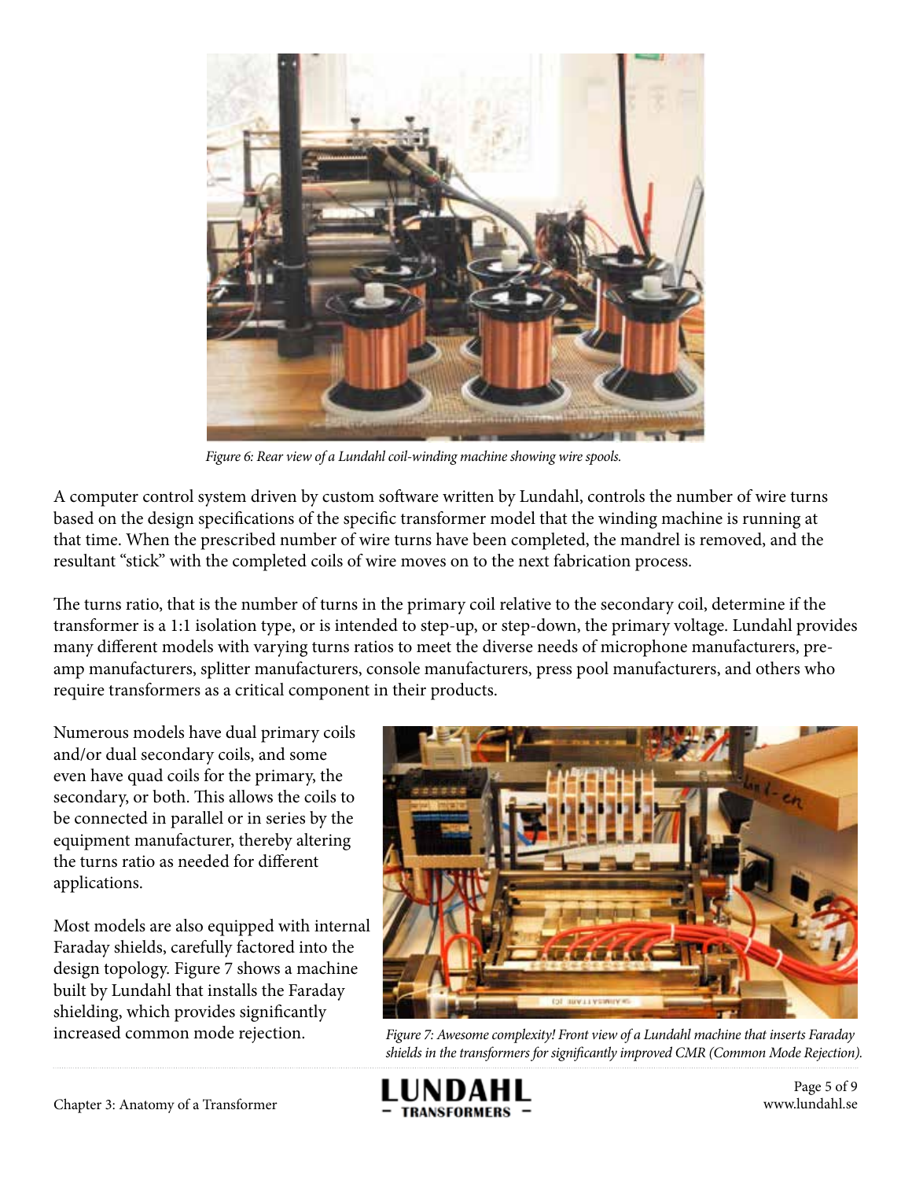*Figure 6: Rear view of a Lundahl coil-winding machine showing wire spools.*

A computer control system driven by custom software written by Lundahl, controls the number of wire turns based on the design specifications of the specific transformer model that the winding machine is running at that time. When the prescribed number of wire turns have been completed, the mandrel is removed, and the resultant "stick" with the completed coils of wire moves on to the next fabrication process.

The turns ratio, that is the number of turns in the primary coil relative to the secondary coil, determine if the transformer is a 1:1 isolation type, or is intended to step-up, or step-down, the primary voltage. Lundahl provides many different models with varying turns ratios to meet the diverse needs of microphone manufacturers, pre-amp manufacturers, splitter manufacturers, console manufacturers, press pool manufacturers, and others who require transformers as a critical component in their products.

Numerous models have dual primary coils and/or dual secondary coils, and some even have quad coils for the primary, the secondary, or both. This allows the coils to be connected in parallel or in series by the equipment manufacturer, thereby altering the turns ratio as needed for different applications.

Most models are also equipped with internal Faraday shields, carefully factored into the design topology. Figure 7 shows a machine built by Lundahl that installs the Faraday shielding, which provides significantly increased common mode rejection.

*Figure 7: Awesome complexity! Front view of a Lundahl machine that inserts Faraday shields in the transformers for significantly improved CMR (Common Mode Rejection).*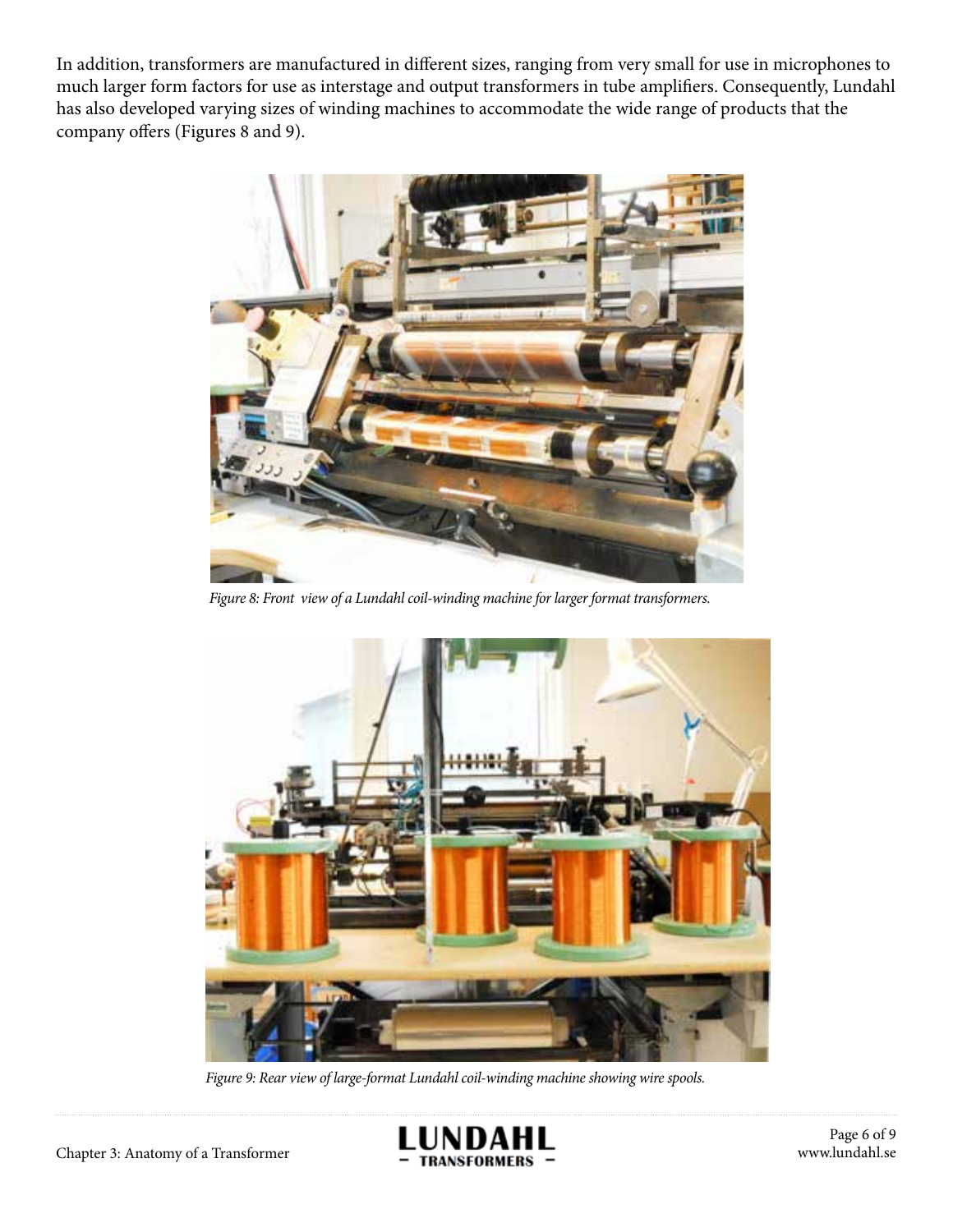In addition, transformers are manufactured in different sizes, ranging from very small for use in microphones to much larger form factors for use as interstage and output transformers in tube amplifiers. Consequently, Lundahl has also developed varying sizes of winding machines to accommodate the wide range of products that the company offers (Figures 8 and 9).

*Figure 8: Front view of a Lundahl coil-winding machine for larger format transformers.*

*Figure 9: Rear view of large-format Lundahl coil-winding machine showing wire spools.*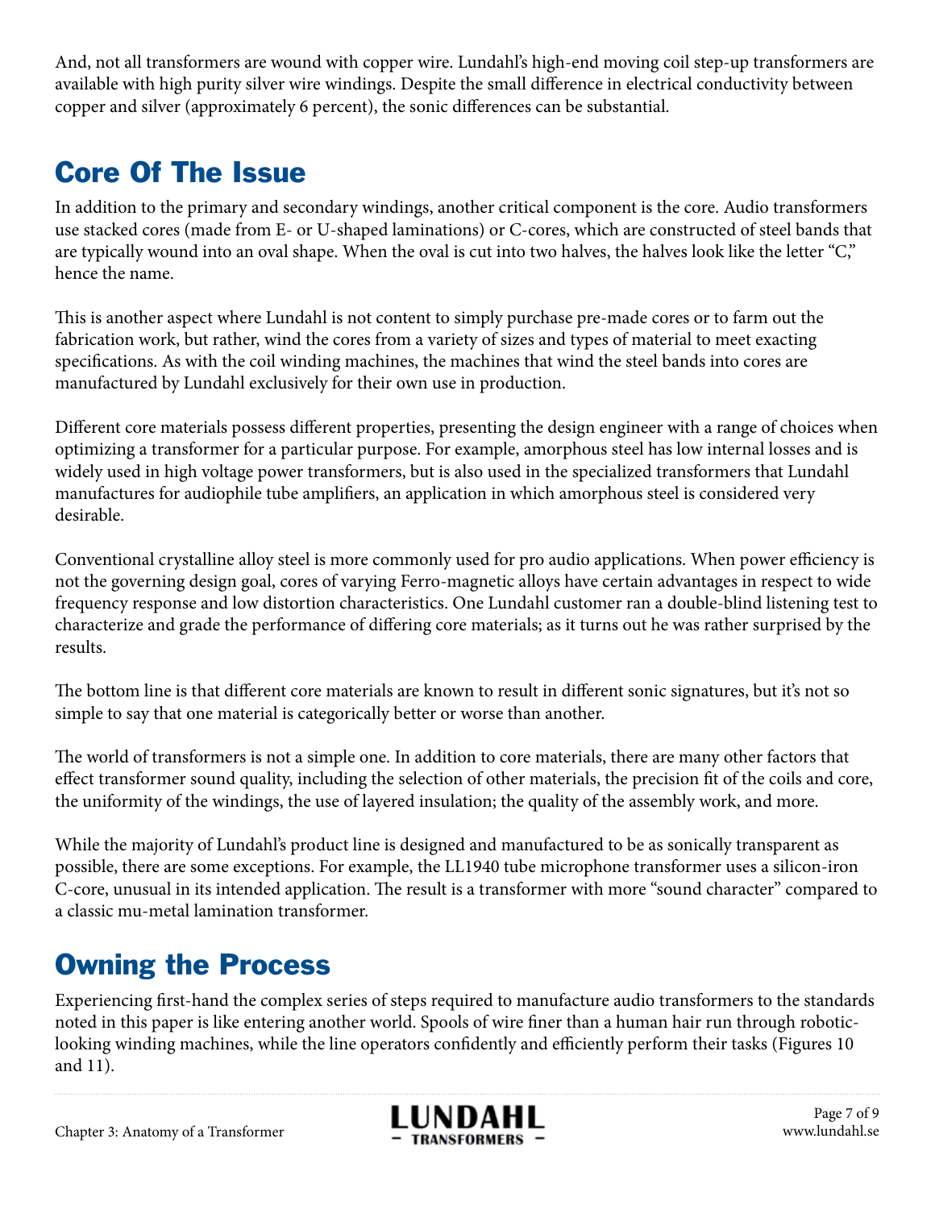And, not all transformers are wound with copper wire. Lundahl's high-end moving coil step-up transformers are available with high purity silver wire windings. Despite the small difference in electrical conductivity between copper and silver (approximately 6 percent), the sonic differences can be substantial.

## Core Of The Issue

In addition to the primary and secondary windings, another critical component is the core. Audio transformers use stacked cores (made from E- or U-shaped laminations) or C-cores, which are constructed of steel bands that are typically wound into an oval shape. When the oval is cut into two halves, the halves look like the letter "C," hence the name.

This is another aspect where Lundahl is not content to simply purchase pre-made cores or to farm out the fabrication work, but rather, wind the cores from a variety of sizes and types of material to meet exacting specifications. As with the coil winding machines, the machines that wind the steel bands into cores are manufactured by Lundahl exclusively for their own use in production.

Different core materials possess different properties, presenting the design engineer with a range of choices when optimizing a transformer for a particular purpose. For example, amorphous steel has low internal losses and is widely used in high voltage power transformers, but is also used in the specialized transformers that Lundahl manufactures for audiophile tube amplifiers, an application in which amorphous steel is considered very desirable.

Conventional crystalline alloy steel is more commonly used for pro audio applications. When power efficiency is not the governing design goal, cores of varying Ferro-magnetic alloys have certain advantages in respect to wide frequency response and low distortion characteristics. One Lundahl customer ran a double-blind listening test to characterize and grade the performance of differing core materials; as it turns out he was rather surprised by the results.

The bottom line is that different core materials are known to result in different sonic signatures, but it's not so simple to say that one material is categorically better or worse than another.

The world of transformers is not a simple one. In addition to core materials, there are many other factors that effect transformer sound quality, including the selection of other materials, the precision fit of the coils and core, the uniformity of the windings, the use of layered insulation; the quality of the assembly work, and more.

While the majority of Lundahl's product line is designed and manufactured to be as sonically transparent as possible, there are some exceptions. For example, the LL1940 tube microphone transformer uses a silicon-iron C-core, unusual in its intended application. The result is a transformer with more "sound character" compared to a classic mu-metal lamination transformer.

## Owning the Process

Experiencing first-hand the complex series of steps required to manufacture audio transformers to the standards noted in this paper is like entering another world. Spools of wire finer than a human hair run through robotic-looking winding machines, while the line operators confidently and efficiently perform their tasks (Figures 10 and 11).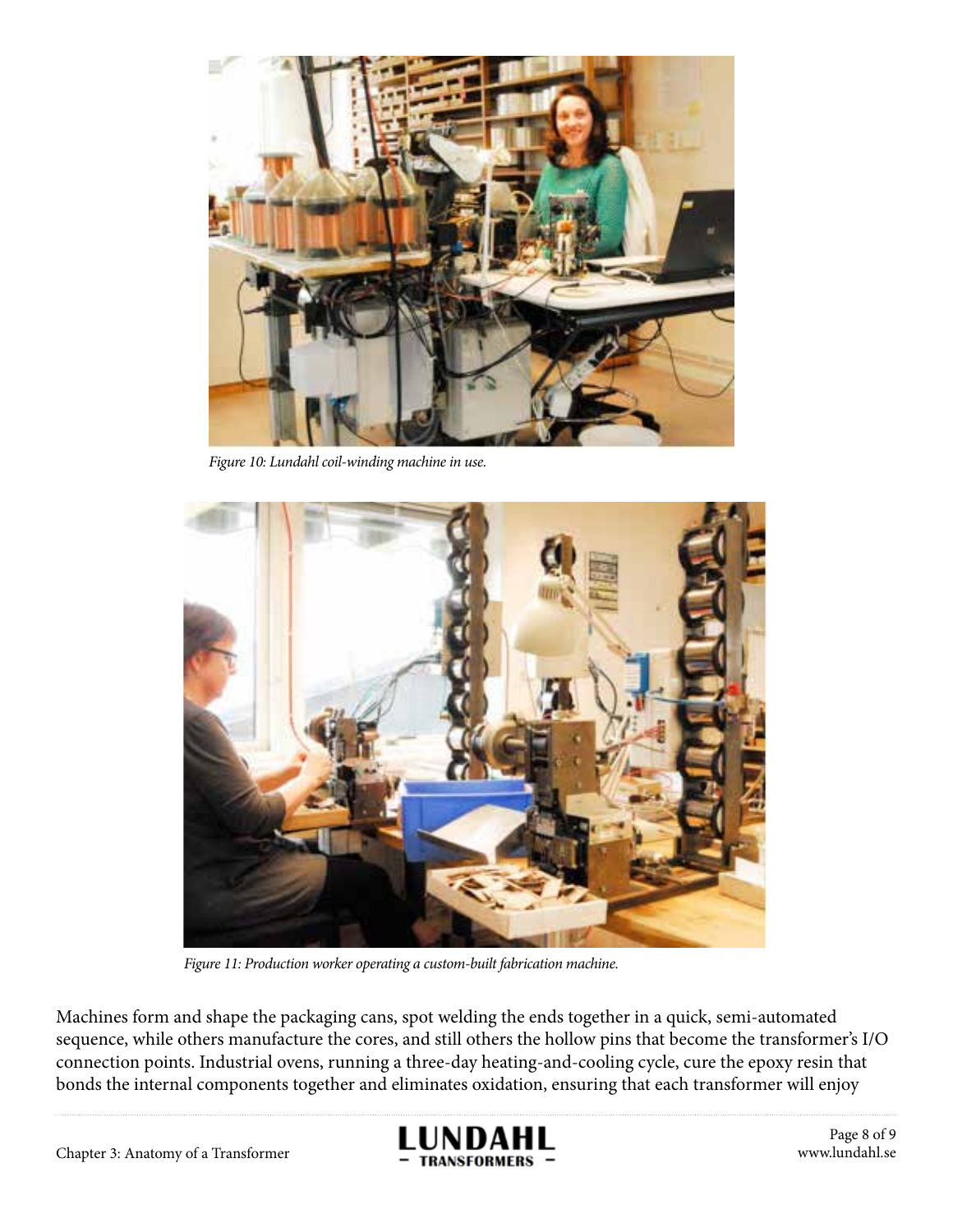*Figure 10: Lundahl coil-winding machine in use.*

*Figure 11: Production worker operating a custom-built fabrication machine.*

Machines form and shape the packaging cans, spot welding the ends together in a quick, semi-automated sequence, while others manufacture the cores, and still others the hollow pins that become the transformer's I/O connection points. Industrial ovens, running a three-day heating-and-cooling cycle, cure the epoxy resin that bonds the internal components together and eliminates oxidation, ensuring that each transformer will enjoy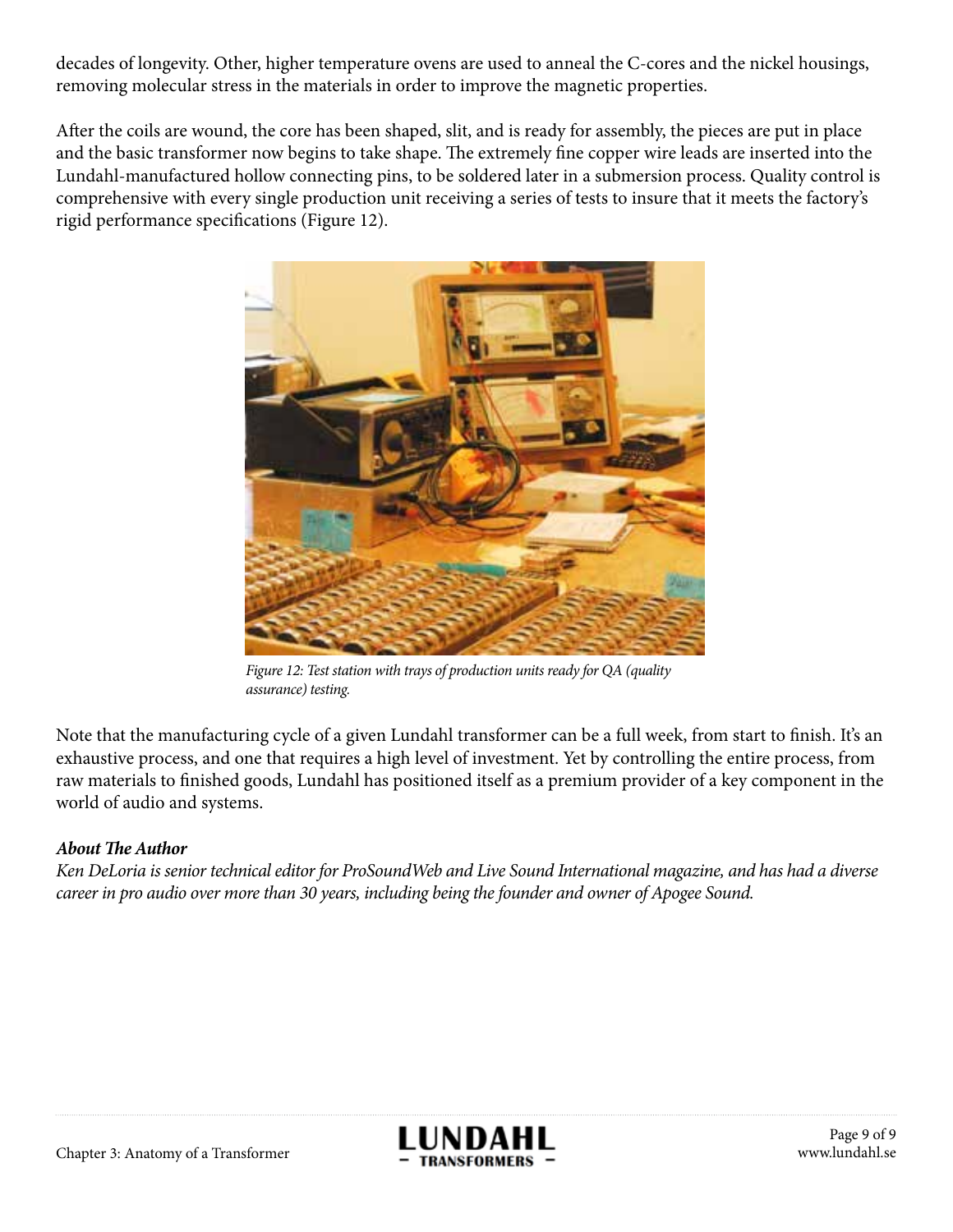decades of longevity. Other, higher temperature ovens are used to anneal the C-cores and the nickel housings, removing molecular stress in the materials in order to improve the magnetic properties.

After the coils are wound, the core has been shaped, slit, and is ready for assembly, the pieces are put in place and the basic transformer now begins to take shape. The extremely fine copper wire leads are inserted into the Lundahl-manufactured hollow connecting pins, to be soldered later in a submersion process. Quality control is comprehensive with every single production unit receiving a series of tests to insure that it meets the factory's rigid performance specifications (Figure 12).

*Figure 12: Test station with trays of production units ready for QA (quality assurance) testing.*

Note that the manufacturing cycle of a given Lundahl transformer can be a full week, from start to finish. It's an exhaustive process, and one that requires a high level of investment. Yet by controlling the entire process, from raw materials to finished goods, Lundahl has positioned itself as a premium provider of a key component in the world of audio and systems.

***About The Author***

*Ken DeLoria is senior technical editor for ProSoundWeb and Live Sound International magazine, and has had a diverse career in pro audio over more than 30 years, including being the founder and owner of Apogee Sound.*